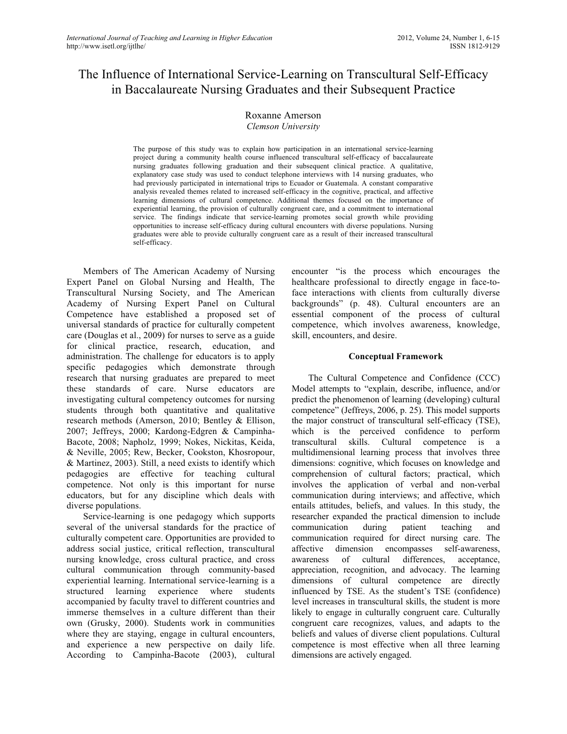# The Influence of International Service-Learning on Transcultural Self-Efficacy in Baccalaureate Nursing Graduates and their Subsequent Practice

Roxanne Amerson
*Clemson University*

The purpose of this study was to explain how participation in an international service-learning project during a community health course influenced transcultural self-efficacy of baccalaureate nursing graduates following graduation and their subsequent clinical practice. A qualitative, explanatory case study was used to conduct telephone interviews with 14 nursing graduates, who had previously participated in international trips to Ecuador or Guatemala. A constant comparative analysis revealed themes related to increased self-efficacy in the cognitive, practical, and affective learning dimensions of cultural competence. Additional themes focused on the importance of experiential learning, the provision of culturally congruent care, and a commitment to international service. The findings indicate that service-learning promotes social growth while providing opportunities to increase self-efficacy during cultural encounters with diverse populations. Nursing graduates were able to provide culturally congruent care as a result of their increased transcultural self-efficacy.

Members of The American Academy of Nursing Expert Panel on Global Nursing and Health, The Transcultural Nursing Society, and The American Academy of Nursing Expert Panel on Cultural Competence have established a proposed set of universal standards of practice for culturally competent care (Douglas et al., 2009) for nurses to serve as a guide for clinical practice, research, education, and administration. The challenge for educators is to apply specific pedagogies which demonstrate through research that nursing graduates are prepared to meet these standards of care. Nurse educators are investigating cultural competency outcomes for nursing students through both quantitative and qualitative research methods (Amerson, 2010; Bentley & Ellison, 2007; Jeffreys, 2000; Kardong-Edgren & Campinha-Bacote, 2008; Napholz, 1999; Nokes, Nickitas, Keida, & Neville, 2005; Rew, Becker, Cookston, Khosropour, & Martinez, 2003). Still, a need exists to identify which pedagogies are effective for teaching cultural competence. Not only is this important for nurse educators, but for any discipline which deals with diverse populations.

Service-learning is one pedagogy which supports several of the universal standards for the practice of culturally competent care. Opportunities are provided to address social justice, critical reflection, transcultural nursing knowledge, cross cultural practice, and cross cultural communication through community-based experiential learning. International service-learning is a structured learning experience where students accompanied by faculty travel to different countries and immerse themselves in a culture different than their own (Grusky, 2000). Students work in communities where they are staying, engage in cultural encounters, and experience a new perspective on daily life. According to Campinha-Bacote (2003), cultural encounter "is the process which encourages the healthcare professional to directly engage in face-to-face interactions with clients from culturally diverse backgrounds" (p. 48). Cultural encounters are an essential component of the process of cultural competence, which involves awareness, knowledge, skill, encounters, and desire.

## Conceptual Framework

The Cultural Competence and Confidence (CCC) Model attempts to "explain, describe, influence, and/or predict the phenomenon of learning (developing) cultural competence" (Jeffreys, 2006, p. 25). This model supports the major construct of transcultural self-efficacy (TSE), which is the perceived confidence to perform transcultural skills. Cultural competence is a multidimensional learning process that involves three dimensions: cognitive, which focuses on knowledge and comprehension of cultural factors; practical, which involves the application of verbal and non-verbal communication during interviews; and affective, which entails attitudes, beliefs, and values. In this study, the researcher expanded the practical dimension to include communication during patient teaching and communication required for direct nursing care. The affective dimension encompasses self-awareness, awareness of cultural differences, acceptance, appreciation, recognition, and advocacy. The learning dimensions of cultural competence are directly influenced by TSE. As the student's TSE (confidence) level increases in transcultural skills, the student is more likely to engage in culturally congruent care. Culturally congruent care recognizes, values, and adapts to the beliefs and values of diverse client populations. Cultural competence is most effective when all three learning dimensions are actively engaged.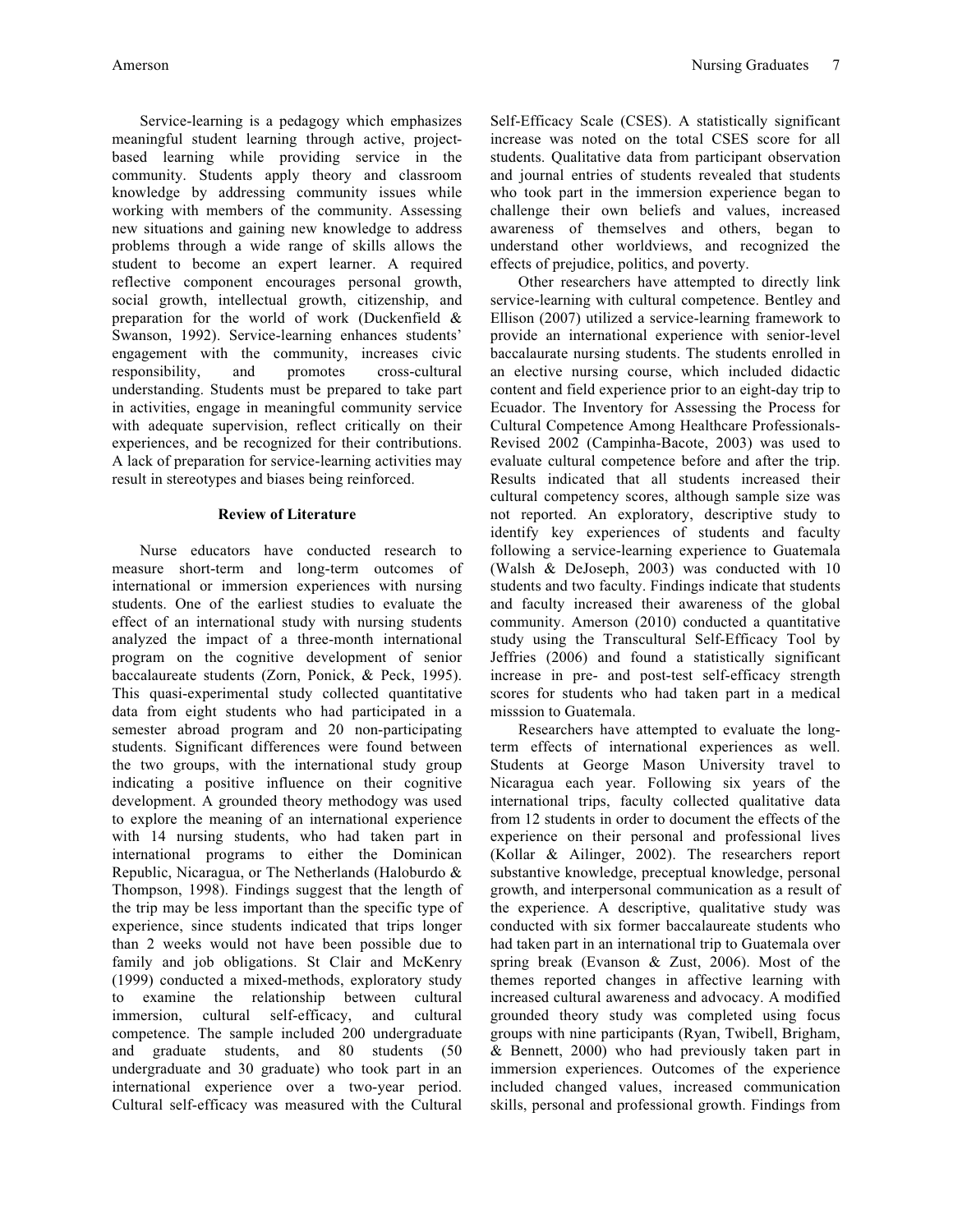Service-learning is a pedagogy which emphasizes meaningful student learning through active, project-based learning while providing service in the community. Students apply theory and classroom knowledge by addressing community issues while working with members of the community. Assessing new situations and gaining new knowledge to address problems through a wide range of skills allows the student to become an expert learner. A required reflective component encourages personal growth, social growth, intellectual growth, citizenship, and preparation for the world of work (Duckenfield & Swanson, 1992). Service-learning enhances students' engagement with the community, increases civic responsibility, and promotes cross-cultural understanding. Students must be prepared to take part in activities, engage in meaningful community service with adequate supervision, reflect critically on their experiences, and be recognized for their contributions. A lack of preparation for service-learning activities may result in stereotypes and biases being reinforced.

## Review of Literature

Nurse educators have conducted research to measure short-term and long-term outcomes of international or immersion experiences with nursing students. One of the earliest studies to evaluate the effect of an international study with nursing students analyzed the impact of a three-month international program on the cognitive development of senior baccalaureate students (Zorn, Ponick, & Peck, 1995). This quasi-experimental study collected quantitative data from eight students who had participated in a semester abroad program and 20 non-participating students. Significant differences were found between the two groups, with the international study group indicating a positive influence on their cognitive development. A grounded theory methodology was used to explore the meaning of an international experience with 14 nursing students, who had taken part in international programs to either the Dominican Republic, Nicaragua, or The Netherlands (Haloburdo & Thompson, 1998). Findings suggest that the length of the trip may be less important than the specific type of experience, since students indicated that trips longer than 2 weeks would not have been possible due to family and job obligations. St Clair and McKenry (1999) conducted a mixed-methods, exploratory study to examine the relationship between cultural immersion, cultural self-efficacy, and cultural competence. The sample included 200 undergraduate and graduate students, and 80 students (50 undergraduate and 30 graduate) who took part in an international experience over a two-year period. Cultural self-efficacy was measured with the Cultural Self-Efficacy Scale (CSES). A statistically significant increase was noted on the total CSES score for all students. Qualitative data from participant observation and journal entries of students revealed that students who took part in the immersion experience began to challenge their own beliefs and values, increased awareness of themselves and others, began to understand other worldviews, and recognized the effects of prejudice, politics, and poverty.

Other researchers have attempted to directly link service-learning with cultural competence. Bentley and Ellison (2007) utilized a service-learning framework to provide an international experience with senior-level baccalaurate nursing students. The students enrolled in an elective nursing course, which included didactic content and field experience prior to an eight-day trip to Ecuador. The Inventory for Assessing the Process for Cultural Competence Among Healthcare Professionals-Revised 2002 (Campinha-Bacote, 2003) was used to evaluate cultural competence before and after the trip. Results indicated that all students increased their cultural competency scores, although sample size was not reported. An exploratory, descriptive study to identify key experiences of students and faculty following a service-learning experience to Guatemala (Walsh & DeJoseph, 2003) was conducted with 10 students and two faculty. Findings indicate that students and faculty increased their awareness of the global community. Amerson (2010) conducted a quantitative study using the Transcultural Self-Efficacy Tool by Jeffries (2006) and found a statistically significant increase in pre- and post-test self-efficacy strength scores for students who had taken part in a medical misssion to Guatemala.

Researchers have attempted to evaluate the long-term effects of international experiences as well. Students at George Mason University travel to Nicaragua each year. Following six years of the international trips, faculty collected qualitative data from 12 students in order to document the effects of the experience on their personal and professional lives (Kollar & Ailinger, 2002). The researchers report substantive knowledge, preceptual knowledge, personal growth, and interpersonal communication as a result of the experience. A descriptive, qualitative study was conducted with six former baccalaureate students who had taken part in an international trip to Guatemala over spring break (Evanson & Zust, 2006). Most of the themes reported changes in affective learning with increased cultural awareness and advocacy. A modified grounded theory study was completed using focus groups with nine participants (Ryan, Twibell, Brigham, & Bennett, 2000) who had previously taken part in immersion experiences. Outcomes of the experience included changed values, increased communication skills, personal and professional growth. Findings from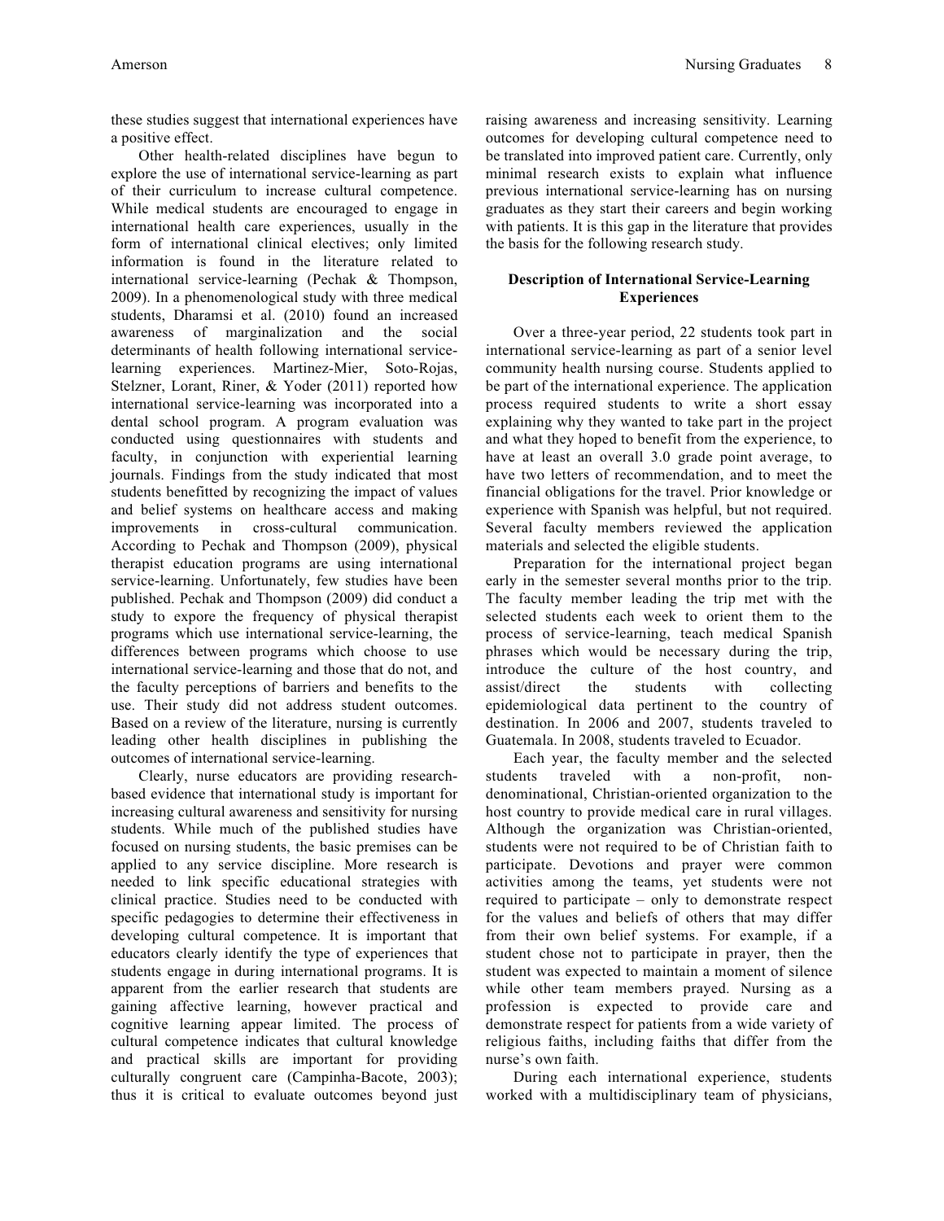these studies suggest that international experiences have a positive effect.

Other health-related disciplines have begun to explore the use of international service-learning as part of their curriculum to increase cultural competence. While medical students are encouraged to engage in international health care experiences, usually in the form of international clinical electives; only limited information is found in the literature related to international service-learning (Pechak & Thompson, 2009). In a phenomenological study with three medical students, Dharamsi et al. (2010) found an increased awareness of marginalization and the social determinants of health following international service-learning experiences. Martinez-Mier, Soto-Rojas, Stelzner, Lorant, Riner, & Yoder (2011) reported how international service-learning was incorporated into a dental school program. A program evaluation was conducted using questionnaires with students and faculty, in conjunction with experiential learning journals. Findings from the study indicated that most students benefitted by recognizing the impact of values and belief systems on healthcare access and making improvements in cross-cultural communication. According to Pechak and Thompson (2009), physical therapist education programs are using international service-learning. Unfortunately, few studies have been published. Pechak and Thompson (2009) did conduct a study to expore the frequency of physical therapist programs which use international service-learning, the differences between programs which choose to use international service-learning and those that do not, and the faculty perceptions of barriers and benefits to the use. Their study did not address student outcomes. Based on a review of the literature, nursing is currently leading other health disciplines in publishing the outcomes of international service-learning.

Clearly, nurse educators are providing research-based evidence that international study is important for increasing cultural awareness and sensitivity for nursing students. While much of the published studies have focused on nursing students, the basic premises can be applied to any service discipline. More research is needed to link specific educational strategies with clinical practice. Studies need to be conducted with specific pedagogies to determine their effectiveness in developing cultural competence. It is important that educators clearly identify the type of experiences that students engage in during international programs. It is apparent from the earlier research that students are gaining affective learning, however practical and cognitive learning appear limited. The process of cultural competence indicates that cultural knowledge and practical skills are important for providing culturally congruent care (Campinha-Bacote, 2003); thus it is critical to evaluate outcomes beyond just raising awareness and increasing sensitivity. Learning outcomes for developing cultural competence need to be translated into improved patient care. Currently, only minimal research exists to explain what influence previous international service-learning has on nursing graduates as they start their careers and begin working with patients. It is this gap in the literature that provides the basis for the following research study.

## Description of International Service-Learning Experiences

Over a three-year period, 22 students took part in international service-learning as part of a senior level community health nursing course. Students applied to be part of the international experience. The application process required students to write a short essay explaining why they wanted to take part in the project and what they hoped to benefit from the experience, to have at least an overall 3.0 grade point average, to have two letters of recommendation, and to meet the financial obligations for the travel. Prior knowledge or experience with Spanish was helpful, but not required. Several faculty members reviewed the application materials and selected the eligible students.

Preparation for the international project began early in the semester several months prior to the trip. The faculty member leading the trip met with the selected students each week to orient them to the process of service-learning, teach medical Spanish phrases which would be necessary during the trip, introduce the culture of the host country, and assist/direct the students with collecting epidemiological data pertinent to the country of destination. In 2006 and 2007, students traveled to Guatemala. In 2008, students traveled to Ecuador.

Each year, the faculty member and the selected students traveled with a non-profit, non-denominational, Christian-oriented organization to the host country to provide medical care in rural villages. Although the organization was Christian-oriented, students were not required to be of Christian faith to participate. Devotions and prayer were common activities among the teams, yet students were not required to participate – only to demonstrate respect for the values and beliefs of others that may differ from their own belief systems. For example, if a student chose not to participate in prayer, then the student was expected to maintain a moment of silence while other team members prayed. Nursing as a profession is expected to provide care and demonstrate respect for patients from a wide variety of religious faiths, including faiths that differ from the nurse's own faith.

During each international experience, students worked with a multidisciplinary team of physicians,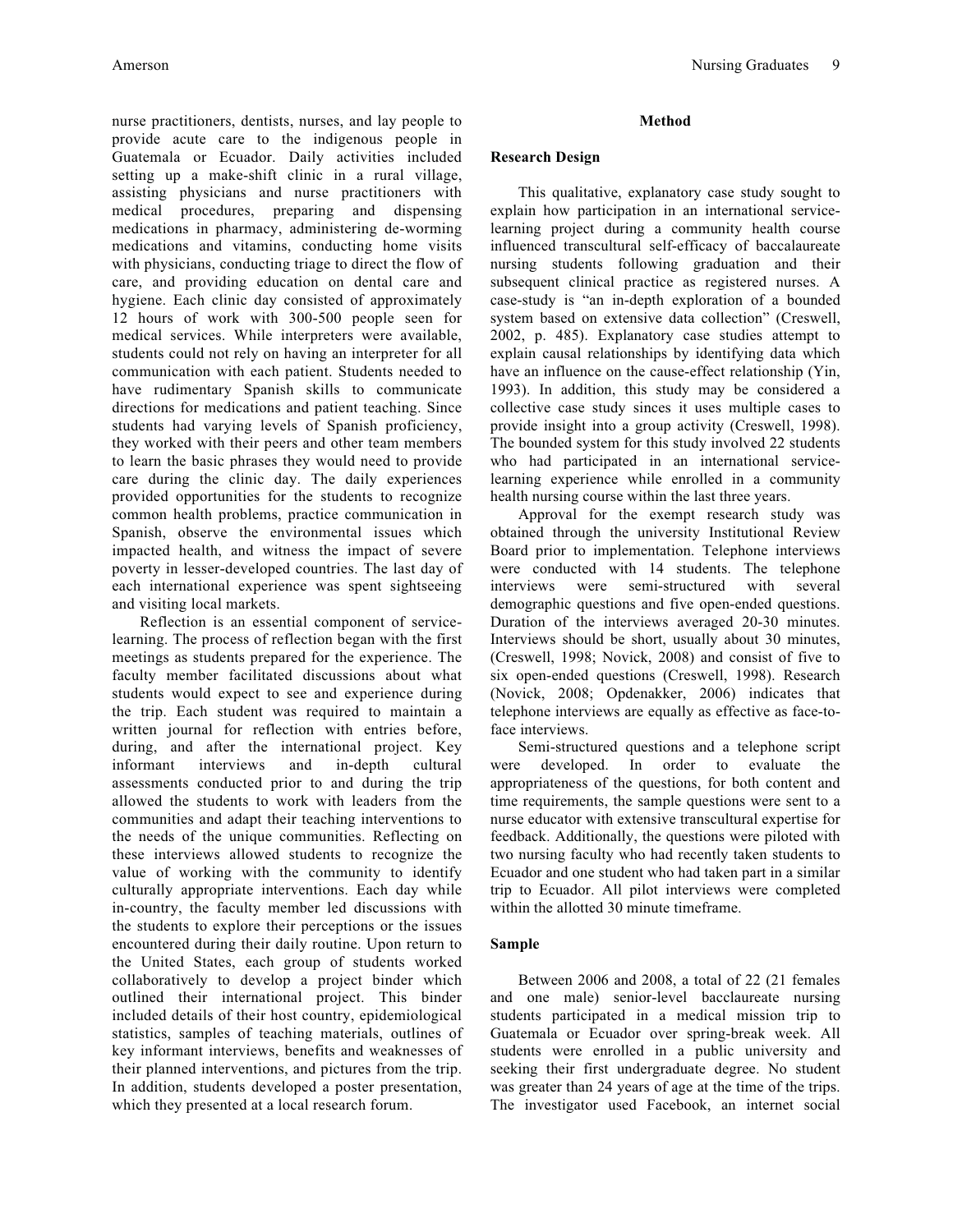nurse practitioners, dentists, nurses, and lay people to provide acute care to the indigenous people in Guatemala or Ecuador. Daily activities included setting up a make-shift clinic in a rural village, assisting physicians and nurse practitioners with medical procedures, preparing and dispensing medications in pharmacy, administering de-worming medications and vitamins, conducting home visits with physicians, conducting triage to direct the flow of care, and providing education on dental care and hygiene. Each clinic day consisted of approximately 12 hours of work with 300-500 people seen for medical services. While interpreters were available, students could not rely on having an interpreter for all communication with each patient. Students needed to have rudimentary Spanish skills to communicate directions for medications and patient teaching. Since students had varying levels of Spanish proficiency, they worked with their peers and other team members to learn the basic phrases they would need to provide care during the clinic day. The daily experiences provided opportunities for the students to recognize common health problems, practice communication in Spanish, observe the environmental issues which impacted health, and witness the impact of severe poverty in lesser-developed countries. The last day of each international experience was spent sightseeing and visiting local markets.

Reflection is an essential component of service-learning. The process of reflection began with the first meetings as students prepared for the experience. The faculty member facilitated discussions about what students would expect to see and experience during the trip. Each student was required to maintain a written journal for reflection with entries before, during, and after the international project. Key informant interviews and in-depth cultural assessments conducted prior to and during the trip allowed the students to work with leaders from the communities and adapt their teaching interventions to the needs of the unique communities. Reflecting on these interviews allowed students to recognize the value of working with the community to identify culturally appropriate interventions. Each day while in-country, the faculty member led discussions with the students to explore their perceptions or the issues encountered during their daily routine. Upon return to the United States, each group of students worked collaboratively to develop a project binder which outlined their international project. This binder included details of their host country, epidemiological statistics, samples of teaching materials, outlines of key informant interviews, benefits and weaknesses of their planned interventions, and pictures from the trip. In addition, students developed a poster presentation, which they presented at a local research forum.

## Method

### Research Design

This qualitative, explanatory case study sought to explain how participation in an international service-learning project during a community health course influenced transcultural self-efficacy of baccalaureate nursing students following graduation and their subsequent clinical practice as registered nurses. A case-study is "an in-depth exploration of a bounded system based on extensive data collection" (Creswell, 2002, p. 485). Explanatory case studies attempt to explain causal relationships by identifying data which have an influence on the cause-effect relationship (Yin, 1993). In addition, this study may be considered a collective case study sinces it uses multiple cases to provide insight into a group activity (Creswell, 1998). The bounded system for this study involved 22 students who had participated in an international service-learning experience while enrolled in a community health nursing course within the last three years.

Approval for the exempt research study was obtained through the university Institutional Review Board prior to implementation. Telephone interviews were conducted with 14 students. The telephone interviews were semi-structured with several demographic questions and five open-ended questions. Duration of the interviews averaged 20-30 minutes. Interviews should be short, usually about 30 minutes, (Creswell, 1998; Novick, 2008) and consist of five to six open-ended questions (Creswell, 1998). Research (Novick, 2008; Opdenakker, 2006) indicates that telephone interviews are equally as effective as face-to-face interviews.

Semi-structured questions and a telephone script were developed. In order to evaluate the appropriateness of the questions, for both content and time requirements, the sample questions were sent to a nurse educator with extensive transcultural expertise for feedback. Additionally, the questions were piloted with two nursing faculty who had recently taken students to Ecuador and one student who had taken part in a similar trip to Ecuador. All pilot interviews were completed within the allotted 30 minute timeframe.

### Sample

Between 2006 and 2008, a total of 22 (21 females and one male) senior-level baccalaureate nursing students participated in a medical mission trip to Guatemala or Ecuador over spring-break week. All students were enrolled in a public university and seeking their first undergraduate degree. No student was greater than 24 years of age at the time of the trips. The investigator used Facebook, an internet social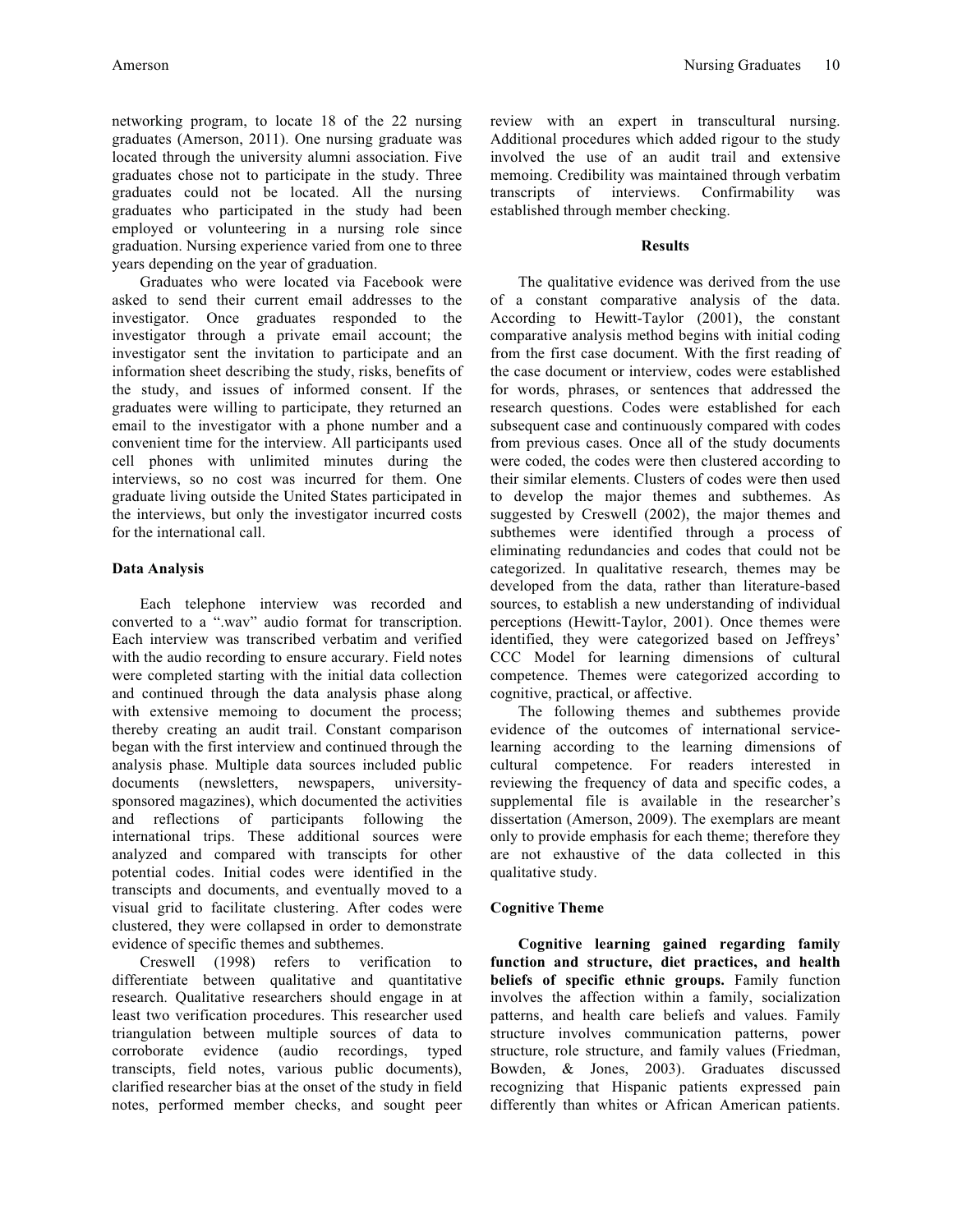networking program, to locate 18 of the 22 nursing graduates (Amerson, 2011). One nursing graduate was located through the university alumni association. Five graduates chose not to participate in the study. Three graduates could not be located. All the nursing graduates who participated in the study had been employed or volunteering in a nursing role since graduation. Nursing experience varied from one to three years depending on the year of graduation.

Graduates who were located via Facebook were asked to send their current email addresses to the investigator. Once graduates responded to the investigator through a private email account; the investigator sent the invitation to participate and an information sheet describing the study, risks, benefits of the study, and issues of informed consent. If the graduates were willing to participate, they returned an email to the investigator with a phone number and a convenient time for the interview. All participants used cell phones with unlimited minutes during the interviews, so no cost was incurred for them. One graduate living outside the United States participated in the interviews, but only the investigator incurred costs for the international call.

### Data Analysis

Each telephone interview was recorded and converted to a ".wav" audio format for transcription. Each interview was transcribed verbatim and verified with the audio recording to ensure accurary. Field notes were completed starting with the initial data collection and continued through the data analysis phase along with extensive memoing to document the process; thereby creating an audit trail. Constant comparison began with the first interview and continued through the analysis phase. Multiple data sources included public documents (newsletters, newspapers, university-sponsored magazines), which documented the activities and reflections of participants following the international trips. These additional sources were analyzed and compared with transcipts for other potential codes. Initial codes were identified in the transcipts and documents, and eventually moved to a visual grid to facilitate clustering. After codes were clustered, they were collapsed in order to demonstrate evidence of specific themes and subthemes.

Creswell (1998) refers to verification to differentiate between qualitative and quantitative research. Qualitative researchers should engage in at least two verification procedures. This researcher used triangulation between multiple sources of data to corroborate evidence (audio recordings, typed transcipts, field notes, various public documents), clarified researcher bias at the onset of the study in field notes, performed member checks, and sought peer review with an expert in transcultural nursing. Additional procedures which added rigour to the study involved the use of an audit trail and extensive memoing. Credibility was maintained through verbatim transcripts of interviews. Confirmability was established through member checking.

## Results

The qualitative evidence was derived from the use of a constant comparative analysis of the data. According to Hewitt-Taylor (2001), the constant comparative analysis method begins with initial coding from the first case document. With the first reading of the case document or interview, codes were established for words, phrases, or sentences that addressed the research questions. Codes were established for each subsequent case and continuously compared with codes from previous cases. Once all of the study documents were coded, the codes were then clustered according to their similar elements. Clusters of codes were then used to develop the major themes and subthemes. As suggested by Creswell (2002), the major themes and subthemes were identified through a process of eliminating redundancies and codes that could not be categorized. In qualitative research, themes may be developed from the data, rather than literature-based sources, to establish a new understanding of individual perceptions (Hewitt-Taylor, 2001). Once themes were identified, they were categorized based on Jeffreys' CCC Model for learning dimensions of cultural competence. Themes were categorized according to cognitive, practical, or affective.

The following themes and subthemes provide evidence of the outcomes of international service-learning according to the learning dimensions of cultural competence. For readers interested in reviewing the frequency of data and specific codes, a supplemental file is available in the researcher's dissertation (Amerson, 2009). The exemplars are meant only to provide emphasis for each theme; therefore they are not exhaustive of the data collected in this qualitative study.

### Cognitive Theme

**Cognitive learning gained regarding family function and structure, diet practices, and health beliefs of specific ethnic groups.** Family function involves the affection within a family, socialization patterns, and health care beliefs and values. Family structure involves communication patterns, power structure, role structure, and family values (Friedman, Bowden, & Jones, 2003). Graduates discussed recognizing that Hispanic patients expressed pain differently than whites or African American patients.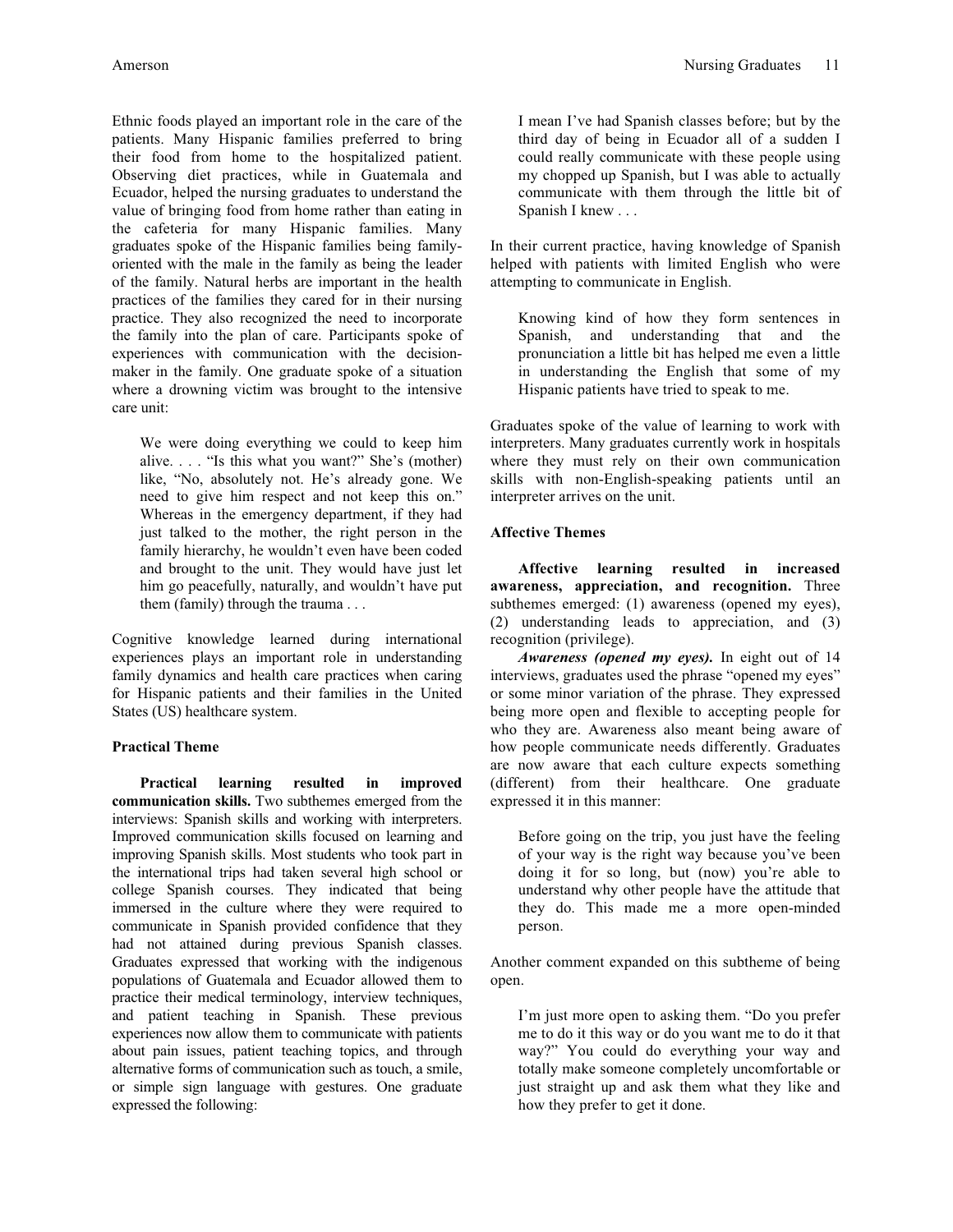Ethnic foods played an important role in the care of the patients. Many Hispanic families preferred to bring their food from home to the hospitalized patient. Observing diet practices, while in Guatemala and Ecuador, helped the nursing graduates to understand the value of bringing food from home rather than eating in the cafeteria for many Hispanic families. Many graduates spoke of the Hispanic families being family-oriented with the male in the family as being the leader of the family. Natural herbs are important in the health practices of the families they cared for in their nursing practice. They also recognized the need to incorporate the family into the plan of care. Participants spoke of experiences with communication with the decision-maker in the family. One graduate spoke of a situation where a drowning victim was brought to the intensive care unit:

> We were doing everything we could to keep him alive. . . . "Is this what you want?" She's (mother) like, "No, absolutely not. He's already gone. We need to give him respect and not keep this on." Whereas in the emergency department, if they had just talked to the mother, the right person in the family hierarchy, he wouldn't even have been coded and brought to the unit. They would have just let him go peacefully, naturally, and wouldn't have put them (family) through the trauma . . .

Cognitive knowledge learned during international experiences plays an important role in understanding family dynamics and health care practices when caring for Hispanic patients and their families in the United States (US) healthcare system.

### Practical Theme

**Practical learning resulted in improved communication skills.** Two subthemes emerged from the interviews: Spanish skills and working with interpreters. Improved communication skills focused on learning and improving Spanish skills. Most students who took part in the international trips had taken several high school or college Spanish courses. They indicated that being immersed in the culture where they were required to communicate in Spanish provided confidence that they had not attained during previous Spanish classes. Graduates expressed that working with the indigenous populations of Guatemala and Ecuador allowed them to practice their medical terminology, interview techniques, and patient teaching in Spanish. These previous experiences now allow them to communicate with patients about pain issues, patient teaching topics, and through alternative forms of communication such as touch, a smile, or simple sign language with gestures. One graduate expressed the following:

> I mean I've had Spanish classes before; but by the third day of being in Ecuador all of a sudden I could really communicate with these people using my chopped up Spanish, but I was able to actually communicate with them through the little bit of Spanish I knew . . .

In their current practice, having knowledge of Spanish helped with patients with limited English who were attempting to communicate in English.

> Knowing kind of how they form sentences in Spanish, and understanding that and the pronunciation a little bit has helped me even a little in understanding the English that some of my Hispanic patients have tried to speak to me.

Graduates spoke of the value of learning to work with interpreters. Many graduates currently work in hospitals where they must rely on their own communication skills with non-English-speaking patients until an interpreter arrives on the unit.

### Affective Themes

**Affective learning resulted in increased awareness, appreciation, and recognition.** Three subthemes emerged: (1) awareness (opened my eyes), (2) understanding leads to appreciation, and (3) recognition (privilege).

***Awareness (opened my eyes).*** In eight out of 14 interviews, graduates used the phrase "opened my eyes" or some minor variation of the phrase. They expressed being more open and flexible to accepting people for who they are. Awareness also meant being aware of how people communicate needs differently. Graduates are now aware that each culture expects something (different) from their healthcare. One graduate expressed it in this manner:

> Before going on the trip, you just have the feeling of your way is the right way because you've been doing it for so long, but (now) you're able to understand why other people have the attitude that they do. This made me a more open-minded person.

Another comment expanded on this subtheme of being open.

> I'm just more open to asking them. "Do you prefer me to do it this way or do you want me to do it that way?" You could do everything your way and totally make someone completely uncomfortable or just straight up and ask them what they like and how they prefer to get it done.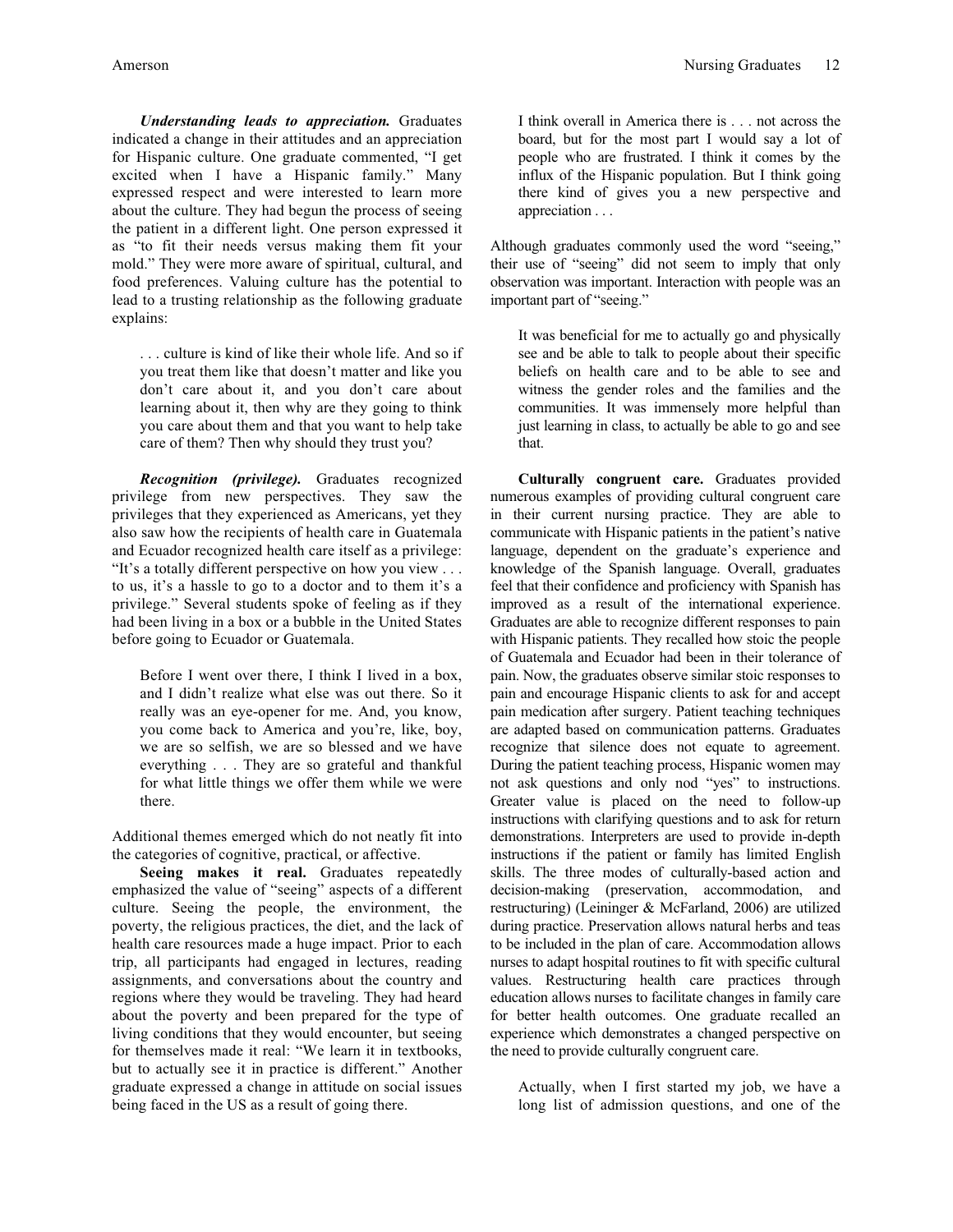***Understanding leads to appreciation.*** Graduates indicated a change in their attitudes and an appreciation for Hispanic culture. One graduate commented, "I get excited when I have a Hispanic family." Many expressed respect and were interested to learn more about the culture. They had begun the process of seeing the patient in a different light. One person expressed it as "to fit their needs versus making them fit your mold." They were more aware of spiritual, cultural, and food preferences. Valuing culture has the potential to lead to a trusting relationship as the following graduate explains:

> . . . culture is kind of like their whole life. And so if you treat them like that doesn't matter and like you don't care about it, and you don't care about learning about it, then why are they going to think you care about them and that you want to help take care of them? Then why should they trust you?

***Recognition (privilege).*** Graduates recognized privilege from new perspectives. They saw the privileges that they experienced as Americans, yet they also saw how the recipients of health care in Guatemala and Ecuador recognized health care itself as a privilege: "It's a totally different perspective on how you view . . . to us, it's a hassle to go to a doctor and to them it's a privilege." Several students spoke of feeling as if they had been living in a box or a bubble in the United States before going to Ecuador or Guatemala.

> Before I went over there, I think I lived in a box, and I didn't realize what else was out there. So it really was an eye-opener for me. And, you know, you come back to America and you're, like, boy, we are so selfish, we are so blessed and we have everything . . . They are so grateful and thankful for what little things we offer them while we were there.

Additional themes emerged which do not neatly fit into the categories of cognitive, practical, or affective.

**Seeing makes it real.** Graduates repeatedly emphasized the value of "seeing" aspects of a different culture. Seeing the people, the environment, the poverty, the religious practices, the diet, and the lack of health care resources made a huge impact. Prior to each trip, all participants had engaged in lectures, reading assignments, and conversations about the country and regions where they would be traveling. They had heard about the poverty and been prepared for the type of living conditions that they would encounter, but seeing for themselves made it real: "We learn it in textbooks, but to actually see it in practice is different." Another graduate expressed a change in attitude on social issues being faced in the US as a result of going there.

> I think overall in America there is . . . not across the board, but for the most part I would say a lot of people who are frustrated. I think it comes by the influx of the Hispanic population. But I think going there kind of gives you a new perspective and appreciation . . .

Although graduates commonly used the word "seeing," their use of "seeing" did not seem to imply that only observation was important. Interaction with people was an important part of "seeing."

> It was beneficial for me to actually go and physically see and be able to talk to people about their specific beliefs on health care and to be able to see and witness the gender roles and the families and the communities. It was immensely more helpful than just learning in class, to actually be able to go and see that.

**Culturally congruent care.** Graduates provided numerous examples of providing cultural congruent care in their current nursing practice. They are able to communicate with Hispanic patients in the patient's native language, dependent on the graduate's experience and knowledge of the Spanish language. Overall, graduates feel that their confidence and proficiency with Spanish has improved as a result of the international experience. Graduates are able to recognize different responses to pain with Hispanic patients. They recalled how stoic the people of Guatemala and Ecuador had been in their tolerance of pain. Now, the graduates observe similar stoic responses to pain and encourage Hispanic clients to ask for and accept pain medication after surgery. Patient teaching techniques are adapted based on communication patterns. Graduates recognize that silence does not equate to agreement. During the patient teaching process, Hispanic women may not ask questions and only nod "yes" to instructions. Greater value is placed on the need to follow-up instructions with clarifying questions and to ask for return demonstrations. Interpreters are used to provide in-depth instructions if the patient or family has limited English skills. The three modes of culturally-based action and decision-making (preservation, accommodation, and restructuring) (Leininger & McFarland, 2006) are utilized during practice. Preservation allows natural herbs and teas to be included in the plan of care. Accommodation allows nurses to adapt hospital routines to fit with specific cultural values. Restructuring health care practices through education allows nurses to facilitate changes in family care for better health outcomes. One graduate recalled an experience which demonstrates a changed perspective on the need to provide culturally congruent care.

> Actually, when I first started my job, we have a long list of admission questions, and one of the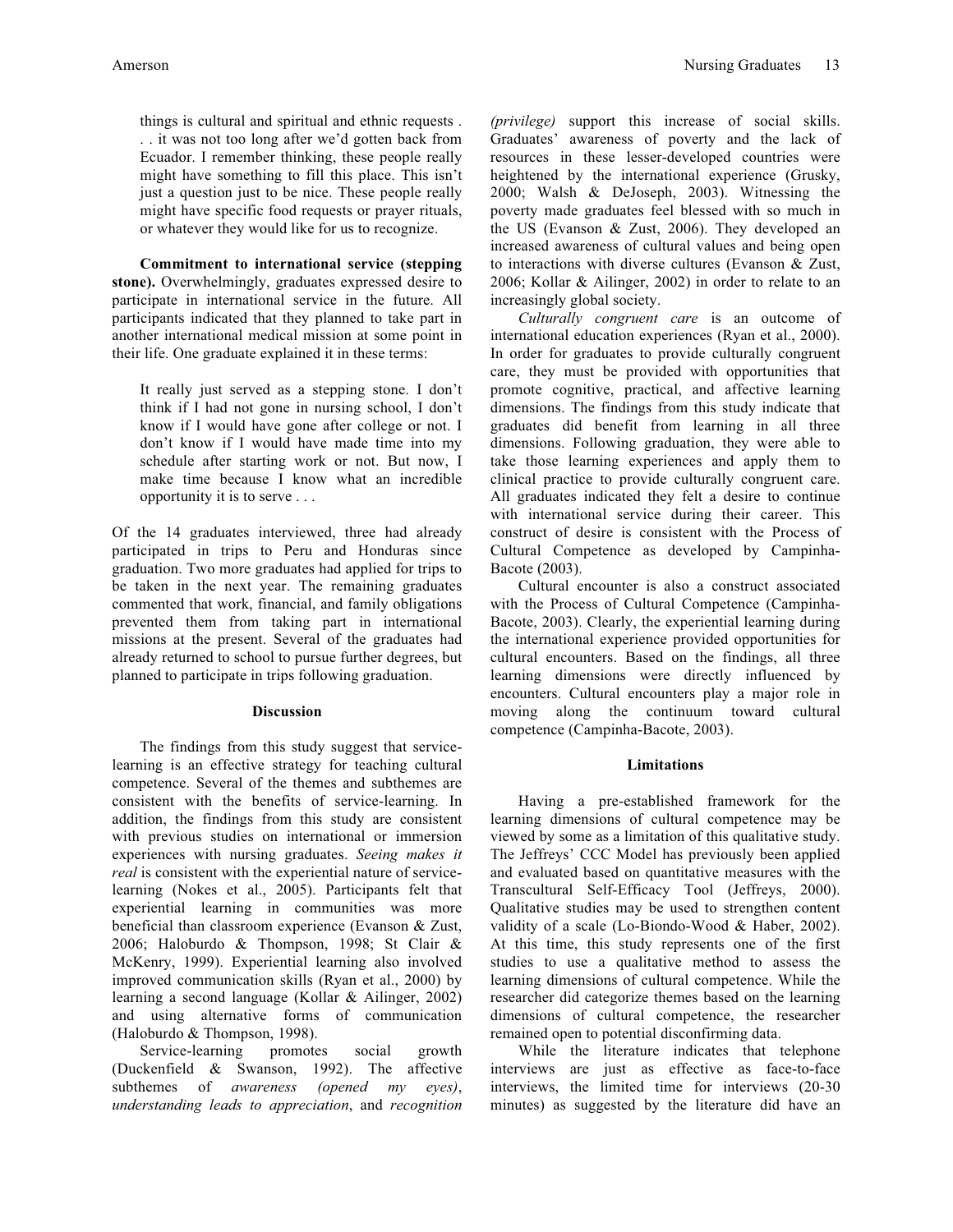> things is cultural and spiritual and ethnic requests . . . it was not too long after we'd gotten back from Ecuador. I remember thinking, these people really might have something to fill this place. This isn't just a question just to be nice. These people really might have specific food requests or prayer rituals, or whatever they would like for us to recognize.

**Commitment to international service (stepping stone).** Overwhelmingly, graduates expressed desire to participate in international service in the future. All participants indicated that they planned to take part in another international medical mission at some point in their life. One graduate explained it in these terms:

> It really just served as a stepping stone. I don't think if I had not gone in nursing school, I don't know if I would have gone after college or not. I don't know if I would have made time into my schedule after starting work or not. But now, I make time because I know what an incredible opportunity it is to serve . . .

Of the 14 graduates interviewed, three had already participated in trips to Peru and Honduras since graduation. Two more graduates had applied for trips to be taken in the next year. The remaining graduates commented that work, financial, and family obligations prevented them from taking part in international missions at the present. Several of the graduates had already returned to school to pursue further degrees, but planned to participate in trips following graduation.

## Discussion

The findings from this study suggest that service-learning is an effective strategy for teaching cultural competence. Several of the themes and subthemes are consistent with the benefits of service-learning. In addition, the findings from this study are consistent with previous studies on international or immersion experiences with nursing graduates. *Seeing makes it real* is consistent with the experiential nature of service-learning (Nokes et al., 2005). Participants felt that experiential learning in communities was more beneficial than classroom experience (Evanson & Zust, 2006; Haloburdo & Thompson, 1998; St Clair & McKenry, 1999). Experiential learning also involved improved communication skills (Ryan et al., 2000) by learning a second language (Kollar & Ailinger, 2002) and using alternative forms of communication (Haloburdo & Thompson, 1998).

Service-learning promotes social growth (Duckenfield & Swanson, 1992). The affective subthemes of *awareness (opened my eyes)*, *understanding leads to appreciation*, and *recognition (privilege)* support this increase of social skills. Graduates' awareness of poverty and the lack of resources in these lesser-developed countries were heightened by the international experience (Grusky, 2000; Walsh & DeJoseph, 2003). Witnessing the poverty made graduates feel blessed with so much in the US (Evanson & Zust, 2006). They developed an increased awareness of cultural values and being open to interactions with diverse cultures (Evanson & Zust, 2006; Kollar & Ailinger, 2002) in order to relate to an increasingly global society.

*Culturally congruent care* is an outcome of international education experiences (Ryan et al., 2000). In order for graduates to provide culturally congruent care, they must be provided with opportunities that promote cognitive, practical, and affective learning dimensions. The findings from this study indicate that graduates did benefit from learning in all three dimensions. Following graduation, they were able to take those learning experiences and apply them to clinical practice to provide culturally congruent care. All graduates indicated they felt a desire to continue with international service during their career. This construct of desire is consistent with the Process of Cultural Competence as developed by Campinha-Bacote (2003).

Cultural encounter is also a construct associated with the Process of Cultural Competence (Campinha-Bacote, 2003). Clearly, the experiential learning during the international experience provided opportunities for cultural encounters. Based on the findings, all three learning dimensions were directly influenced by encounters. Cultural encounters play a major role in moving along the continuum toward cultural competence (Campinha-Bacote, 2003).

## Limitations

Having a pre-established framework for the learning dimensions of cultural competence may be viewed by some as a limitation of this qualitative study. The Jeffreys' CCC Model has previously been applied and evaluated based on quantitative measures with the Transcultural Self-Efficacy Tool (Jeffreys, 2000). Qualitative studies may be used to strengthen content validity of a scale (Lo-Biondo-Wood & Haber, 2002). At this time, this study represents one of the first studies to use a qualitative method to assess the learning dimensions of cultural competence. While the researcher did categorize themes based on the learning dimensions of cultural competence, the researcher remained open to potential disconfirming data.

While the literature indicates that telephone interviews are just as effective as face-to-face interviews, the limited time for interviews (20-30 minutes) as suggested by the literature did have an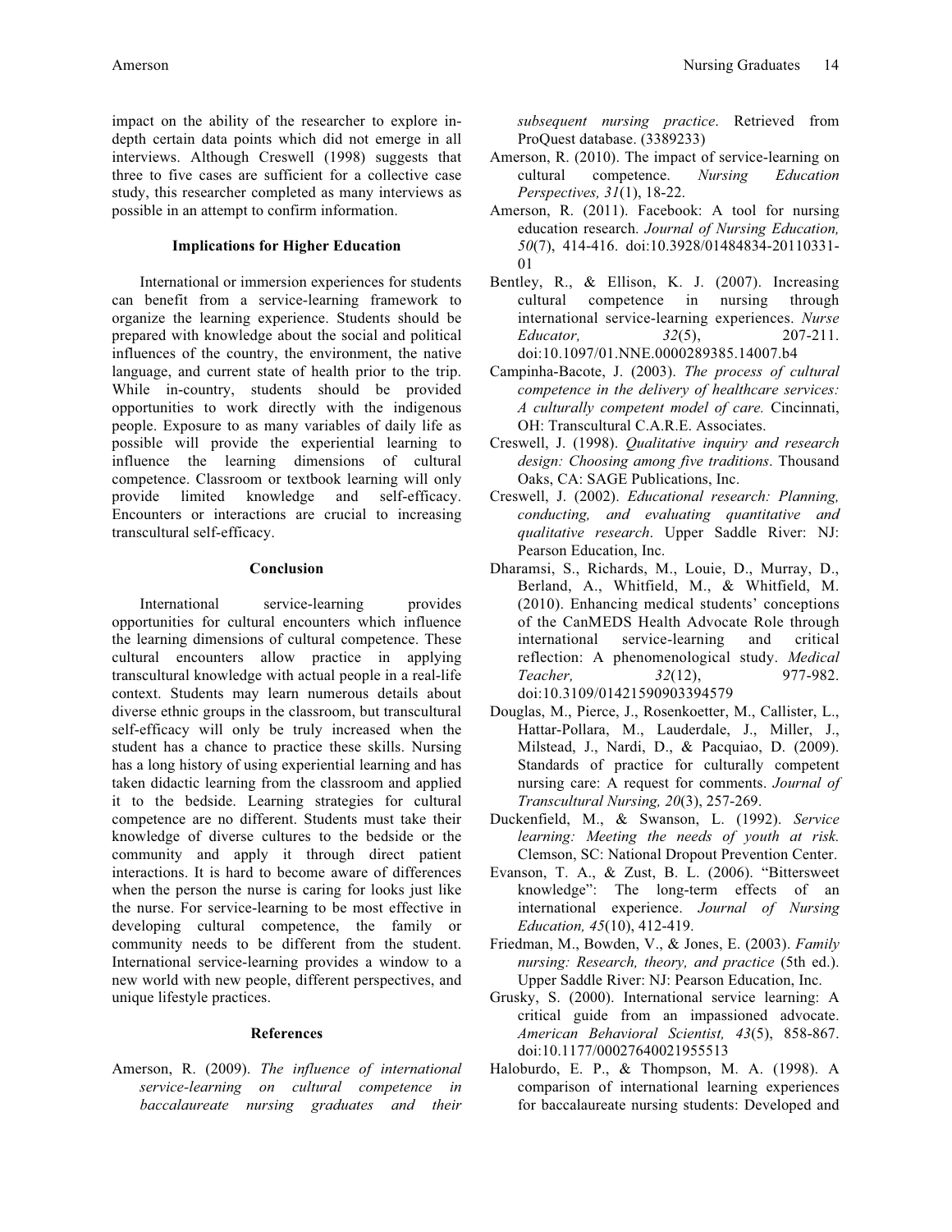impact on the ability of the researcher to explore in-depth certain data points which did not emerge in all interviews. Although Creswell (1998) suggests that three to five cases are sufficient for a collective case study, this researcher completed as many interviews as possible in an attempt to confirm information.

## Implications for Higher Education

International or immersion experiences for students can benefit from a service-learning framework to organize the learning experience. Students should be prepared with knowledge about the social and political influences of the country, the environment, the native language, and current state of health prior to the trip. While in-country, students should be provided opportunities to work directly with the indigenous people. Exposure to as many variables of daily life as possible will provide the experiential learning to influence the learning dimensions of cultural competence. Classroom or textbook learning will only provide limited knowledge and self-efficacy. Encounters or interactions are crucial to increasing transcultural self-efficacy.

## Conclusion

International service-learning provides opportunities for cultural encounters which influence the learning dimensions of cultural competence. These cultural encounters allow practice in applying transcultural knowledge with actual people in a real-life context. Students may learn numerous details about diverse ethnic groups in the classroom, but transcultural self-efficacy will only be truly increased when the student has a chance to practice these skills. Nursing has a long history of using experiential learning and has taken didactic learning from the classroom and applied it to the bedside. Learning strategies for cultural competence are no different. Students must take their knowledge of diverse cultures to the bedside or the community and apply it through direct patient interactions. It is hard to become aware of differences when the person the nurse is caring for looks just like the nurse. For service-learning to be most effective in developing cultural competence, the family or community needs to be different from the student. International service-learning provides a window to a new world with new people, different perspectives, and unique lifestyle practices.

## References

Amerson, R. (2009). *The influence of international service-learning on cultural competence in baccalaureate nursing graduates and their subsequent nursing practice*. Retrieved from ProQuest database. (3389233)

Amerson, R. (2010). The impact of service-learning on cultural competence. *Nursing Education Perspectives, 31*(1), 18-22.

Amerson, R. (2011). Facebook: A tool for nursing education research. *Journal of Nursing Education, 50*(7), 414-416. doi:10.3928/01484834-20110331-01

Bentley, R., & Ellison, K. J. (2007). Increasing cultural competence in nursing through international service-learning experiences. *Nurse Educator, 32*(5), 207-211. doi:10.1097/01.NNE.0000289385.14007.b4

Campinha-Bacote, J. (2003). *The process of cultural competence in the delivery of healthcare services: A culturally competent model of care.* Cincinnati, OH: Transcultural C.A.R.E. Associates.

Creswell, J. (1998). *Qualitative inquiry and research design: Choosing among five traditions*. Thousand Oaks, CA: SAGE Publications, Inc.

Creswell, J. (2002). *Educational research: Planning, conducting, and evaluating quantitative and qualitative research*. Upper Saddle River: NJ: Pearson Education, Inc.

Dharamsi, S., Richards, M., Louie, D., Murray, D., Berland, A., Whitfield, M., & Whitfield, M. (2010). Enhancing medical students' conceptions of the CanMEDS Health Advocate Role through international service-learning and critical reflection: A phenomenological study. *Medical Teacher, 32*(12), 977-982. doi:10.3109/01421590903394579

Douglas, M., Pierce, J., Rosenkoetter, M., Callister, L., Hattar-Pollara, M., Lauderdale, J., Miller, J., Milstead, J., Nardi, D., & Pacquiao, D. (2009). Standards of practice for culturally competent nursing care: A request for comments. *Journal of Transcultural Nursing, 20*(3), 257-269.

Duckenfield, M., & Swanson, L. (1992). *Service learning: Meeting the needs of youth at risk.* Clemson, SC: National Dropout Prevention Center.

Evanson, T. A., & Zust, B. L. (2006). "Bittersweet knowledge": The long-term effects of an international experience. *Journal of Nursing Education, 45*(10), 412-419.

Friedman, M., Bowden, V., & Jones, E. (2003). *Family nursing: Research, theory, and practice* (5th ed.). Upper Saddle River: NJ: Pearson Education, Inc.

Grusky, S. (2000). International service learning: A critical guide from an impassioned advocate. *American Behavioral Scientist, 43*(5), 858-867. doi:10.1177/00027640021955513

Haloburdo, E. P., & Thompson, M. A. (1998). A comparison of international learning experiences for baccalaureate nursing students: Developed and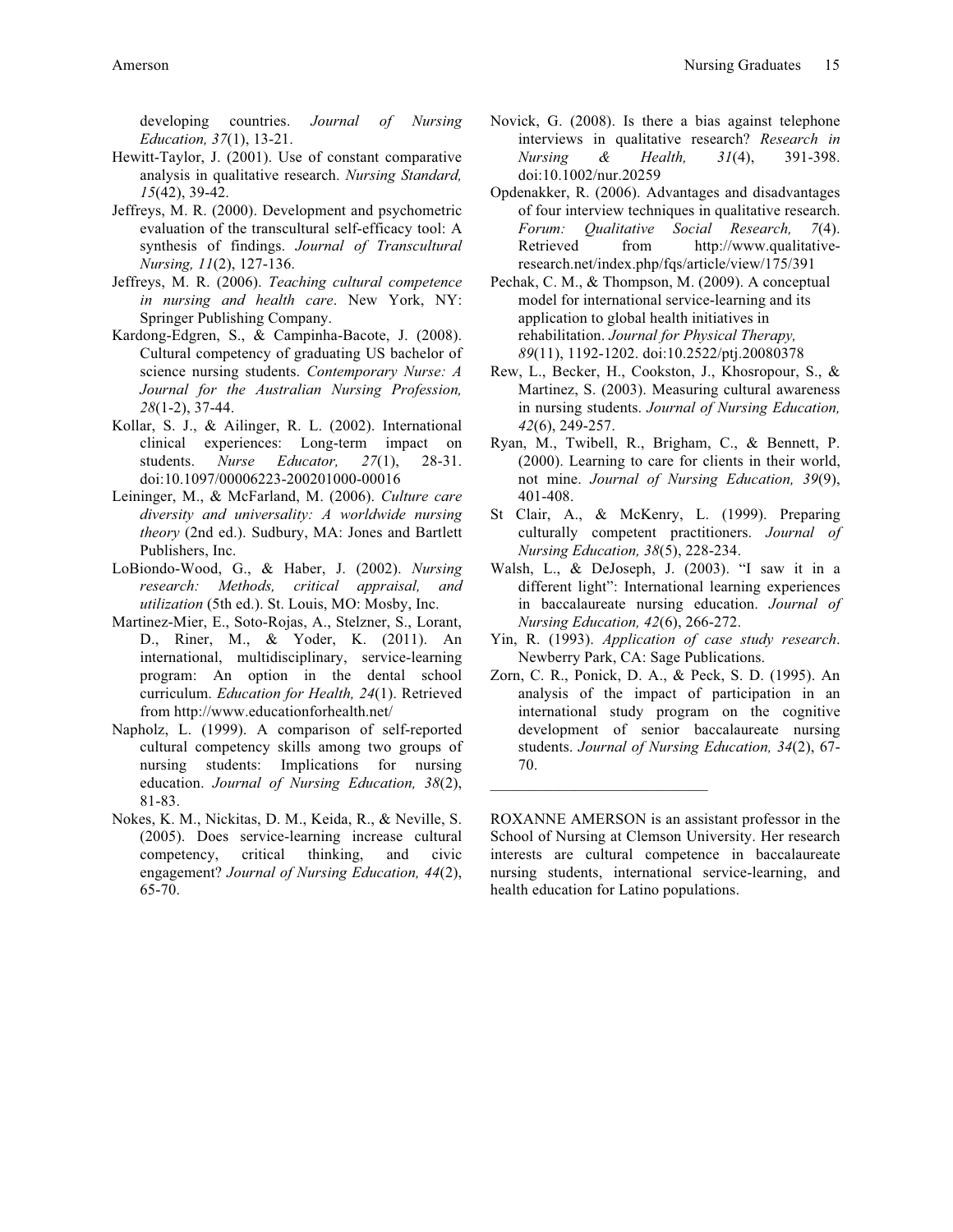developing countries. *Journal of Nursing Education, 37*(1), 13-21.

Hewitt-Taylor, J. (2001). Use of constant comparative analysis in qualitative research. *Nursing Standard, 15*(42), 39-42.

Jeffreys, M. R. (2000). Development and psychometric evaluation of the transcultural self-efficacy tool: A synthesis of findings. *Journal of Transcultural Nursing, 11*(2), 127-136.

Jeffreys, M. R. (2006). *Teaching cultural competence in nursing and health care*. New York, NY: Springer Publishing Company.

Kardong-Edgren, S., & Campinha-Bacote, J. (2008). Cultural competency of graduating US bachelor of science nursing students. *Contemporary Nurse: A Journal for the Australian Nursing Profession, 28*(1-2), 37-44.

Kollar, S. J., & Ailinger, R. L. (2002). International clinical experiences: Long-term impact on students. *Nurse Educator, 27*(1), 28-31. doi:10.1097/00006223-200201000-00016

Leininger, M., & McFarland, M. (2006). *Culture care diversity and universality: A worldwide nursing theory* (2nd ed.). Sudbury, MA: Jones and Bartlett Publishers, Inc.

LoBiondo-Wood, G., & Haber, J. (2002). *Nursing research: Methods, critical appraisal, and utilization* (5th ed.). St. Louis, MO: Mosby, Inc.

Martinez-Mier, E., Soto-Rojas, A., Stelzner, S., Lorant, D., Riner, M., & Yoder, K. (2011). An international, multidisciplinary, service-learning program: An option in the dental school curriculum. *Education for Health, 24*(1). Retrieved from http://www.educationforhealth.net/

Napholz, L. (1999). A comparison of self-reported cultural competency skills among two groups of nursing students: Implications for nursing education. *Journal of Nursing Education, 38*(2), 81-83.

Nokes, K. M., Nickitas, D. M., Keida, R., & Neville, S. (2005). Does service-learning increase cultural competency, critical thinking, and civic engagement? *Journal of Nursing Education, 44*(2), 65-70.

Novick, G. (2008). Is there a bias against telephone interviews in qualitative research? *Research in Nursing & Health, 31*(4), 391-398. doi:10.1002/nur.20259

Opdenakker, R. (2006). Advantages and disadvantages of four interview techniques in qualitative research. *Forum: Qualitative Social Research, 7*(4). Retrieved from http://www.qualitative-research.net/index.php/fqs/article/view/175/391

Pechak, C. M., & Thompson, M. (2009). A conceptual model for international service-learning and its application to global health initiatives in rehabilitation. *Journal for Physical Therapy, 89*(11), 1192-1202. doi:10.2522/ptj.20080378

Rew, L., Becker, H., Cookston, J., Khosropour, S., & Martinez, S. (2003). Measuring cultural awareness in nursing students. *Journal of Nursing Education, 42*(6), 249-257.

Ryan, M., Twibell, R., Brigham, C., & Bennett, P. (2000). Learning to care for clients in their world, not mine. *Journal of Nursing Education, 39*(9), 401-408.

St Clair, A., & McKenry, L. (1999). Preparing culturally competent practitioners. *Journal of Nursing Education, 38*(5), 228-234.

Walsh, L., & DeJoseph, J. (2003). "I saw it in a different light": International learning experiences in baccalaureate nursing education. *Journal of Nursing Education, 42*(6), 266-272.

Yin, R. (1993). *Application of case study research*. Newberry Park, CA: Sage Publications.

Zorn, C. R., Ponick, D. A., & Peck, S. D. (1995). An analysis of the impact of participation in an international study program on the cognitive development of senior baccalaureate nursing students. *Journal of Nursing Education, 34*(2), 67-70.

---

ROXANNE AMERSON is an assistant professor in the School of Nursing at Clemson University. Her research interests are cultural competence in baccalaureate nursing students, international service-learning, and health education for Latino populations.